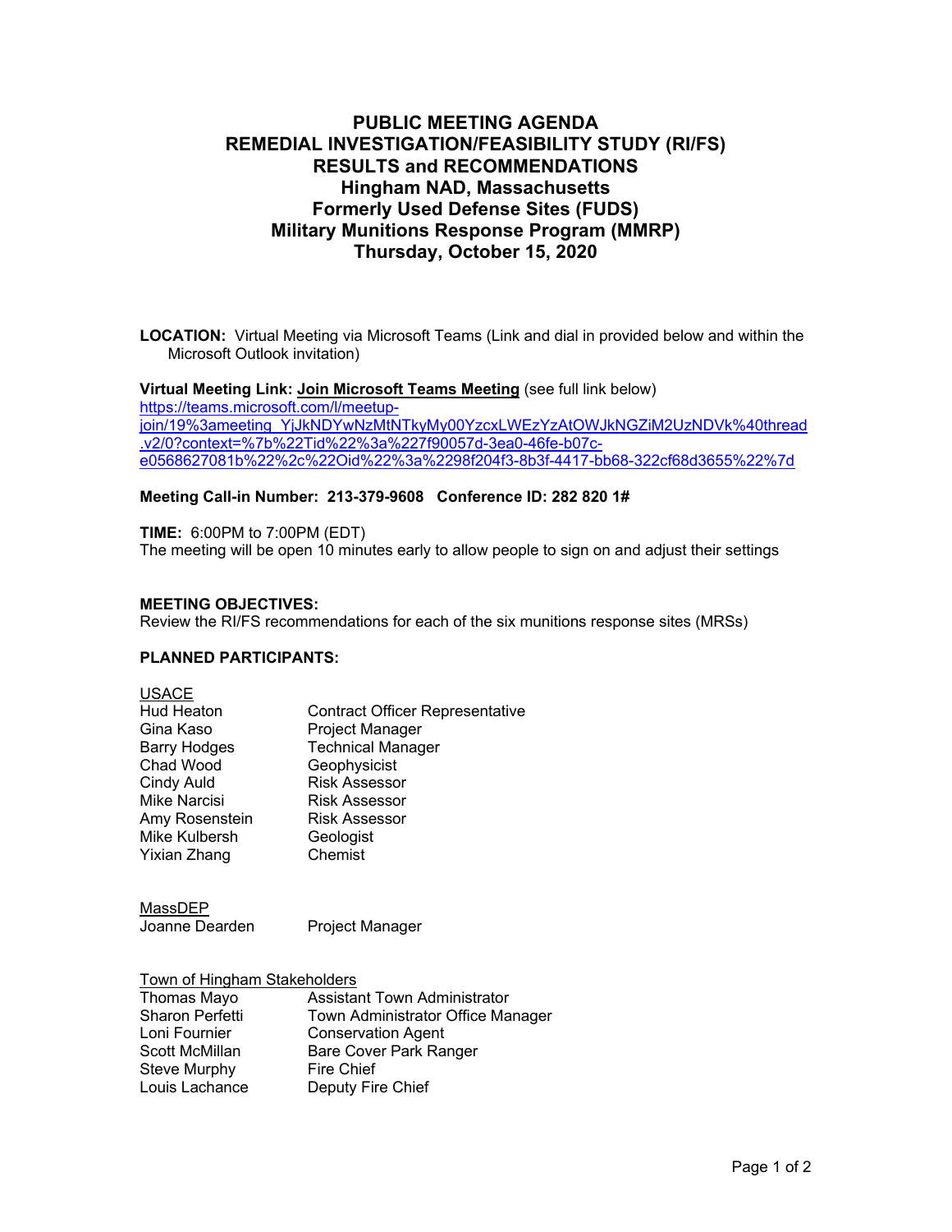# PUBLIC MEETING AGENDA
# REMEDIAL INVESTIGATION/FEASIBILITY STUDY (RI/FS)
# RESULTS and RECOMMENDATIONS
# Hingham NAD, Massachusetts
# Formerly Used Defense Sites (FUDS)
# Military Munitions Response Program (MMRP)
# Thursday, October 15, 2020

**LOCATION:** Virtual Meeting via Microsoft Teams (Link and dial in provided below and within the Microsoft Outlook invitation)

**Virtual Meeting Link: Join Microsoft Teams Meeting** (see full link below)
https://teams.microsoft.com/l/meetup-join/19%3ameeting_YjJkNDYwNzMtNTkyMy00YzcxLWEzYzAtOWJkNGZiM2UzNDVk%40thread.v2/0?context=%7b%22Tid%22%3a%227f90057d-3ea0-46fe-b07c-e0568627081b%22%2c%22Oid%22%3a%2298f204f3-8b3f-4417-bb68-322cf68d3655%22%7d

**Meeting Call-in Number: 213-379-9608 Conference ID: 282 820 1#**

**TIME:** 6:00PM to 7:00PM (EDT)
The meeting will be open 10 minutes early to allow people to sign on and adjust their settings

**MEETING OBJECTIVES:**
Review the RI/FS recommendations for each of the six munitions response sites (MRSs)

**PLANNED PARTICIPANTS:**

USACE

| | |
|---|---|
| Hud Heaton | Contract Officer Representative |
| Gina Kaso | Project Manager |
| Barry Hodges | Technical Manager |
| Chad Wood | Geophysicist |
| Cindy Auld | Risk Assessor |
| Mike Narcisi | Risk Assessor |
| Amy Rosenstein | Risk Assessor |
| Mike Kulbersh | Geologist |
| Yixian Zhang | Chemist |

MassDEP

| | |
|---|---|
| Joanne Dearden | Project Manager |

Town of Hingham Stakeholders

| | |
|---|---|
| Thomas Mayo | Assistant Town Administrator |
| Sharon Perfetti | Town Administrator Office Manager |
| Loni Fournier | Conservation Agent |
| Scott McMillan | Bare Cover Park Ranger |
| Steve Murphy | Fire Chief |
| Louis Lachance | Deputy Fire Chief |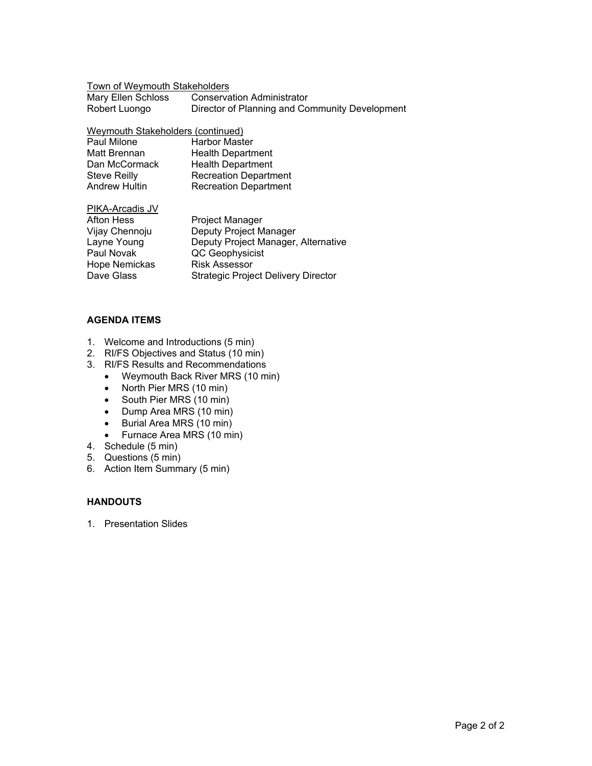Town of Weymouth Stakeholders

| | |
|---|---|
| Mary Ellen Schloss | Conservation Administrator |
| Robert Luongo | Director of Planning and Community Development |

Weymouth Stakeholders (continued)

| | |
|---|---|
| Paul Milone | Harbor Master |
| Matt Brennan | Health Department |
| Dan McCormack | Health Department |
| Steve Reilly | Recreation Department |
| Andrew Hultin | Recreation Department |

PIKA-Arcadis JV

| | |
|---|---|
| Afton Hess | Project Manager |
| Vijay Chennoju | Deputy Project Manager |
| Layne Young | Deputy Project Manager, Alternative |
| Paul Novak | QC Geophysicist |
| Hope Nemickas | Risk Assessor |
| Dave Glass | Strategic Project Delivery Director |

**AGENDA ITEMS**

1. Welcome and Introductions (5 min)
2. RI/FS Objectives and Status (10 min)
3. RI/FS Results and Recommendations
   - Weymouth Back River MRS (10 min)
   - North Pier MRS (10 min)
   - South Pier MRS (10 min)
   - Dump Area MRS (10 min)
   - Burial Area MRS (10 min)
   - Furnace Area MRS (10 min)
4. Schedule (5 min)
5. Questions (5 min)
6. Action Item Summary (5 min)

**HANDOUTS**

1. Presentation Slides